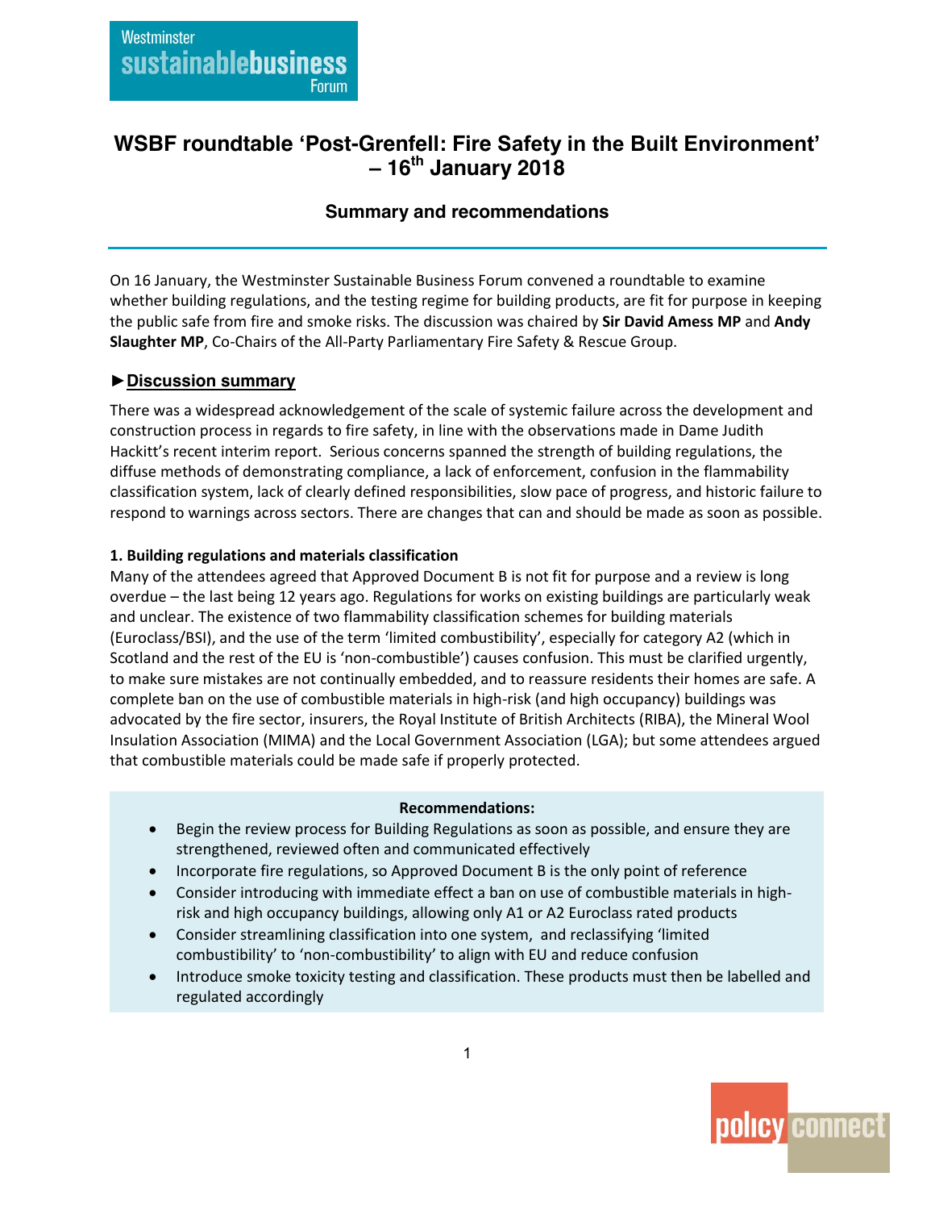Westminster sustainablebusiness Forum

# WSBF roundtable 'Post-Grenfell: Fire Safety in the Built Environment' – 16th January 2018

## Summary and recommendations

On 16 January, the Westminster Sustainable Business Forum convened a roundtable to examine whether building regulations, and the testing regime for building products, are fit for purpose in keeping the public safe from fire and smoke risks. The discussion was chaired by **Sir David Amess MP** and **Andy Slaughter MP**, Co-Chairs of the All-Party Parliamentary Fire Safety & Rescue Group.

### ►Discussion summary

There was a widespread acknowledgement of the scale of systemic failure across the development and construction process in regards to fire safety, in line with the observations made in Dame Judith Hackitt's recent interim report. Serious concerns spanned the strength of building regulations, the diffuse methods of demonstrating compliance, a lack of enforcement, confusion in the flammability classification system, lack of clearly defined responsibilities, slow pace of progress, and historic failure to respond to warnings across sectors. There are changes that can and should be made as soon as possible.

#### 1. Building regulations and materials classification

Many of the attendees agreed that Approved Document B is not fit for purpose and a review is long overdue – the last being 12 years ago. Regulations for works on existing buildings are particularly weak and unclear. The existence of two flammability classification schemes for building materials (Euroclass/BSI), and the use of the term 'limited combustibility', especially for category A2 (which in Scotland and the rest of the EU is 'non-combustible') causes confusion. This must be clarified urgently, to make sure mistakes are not continually embedded, and to reassure residents their homes are safe. A complete ban on the use of combustible materials in high-risk (and high occupancy) buildings was advocated by the fire sector, insurers, the Royal Institute of British Architects (RIBA), the Mineral Wool Insulation Association (MIMA) and the Local Government Association (LGA); but some attendees argued that combustible materials could be made safe if properly protected.

**Recommendations:**

- Begin the review process for Building Regulations as soon as possible, and ensure they are strengthened, reviewed often and communicated effectively
- Incorporate fire regulations, so Approved Document B is the only point of reference
- Consider introducing with immediate effect a ban on use of combustible materials in high-risk and high occupancy buildings, allowing only A1 or A2 Euroclass rated products
- Consider streamlining classification into one system, and reclassifying 'limited combustibility' to 'non-combustibility' to align with EU and reduce confusion
- Introduce smoke toxicity testing and classification. These products must then be labelled and regulated accordingly

policy connect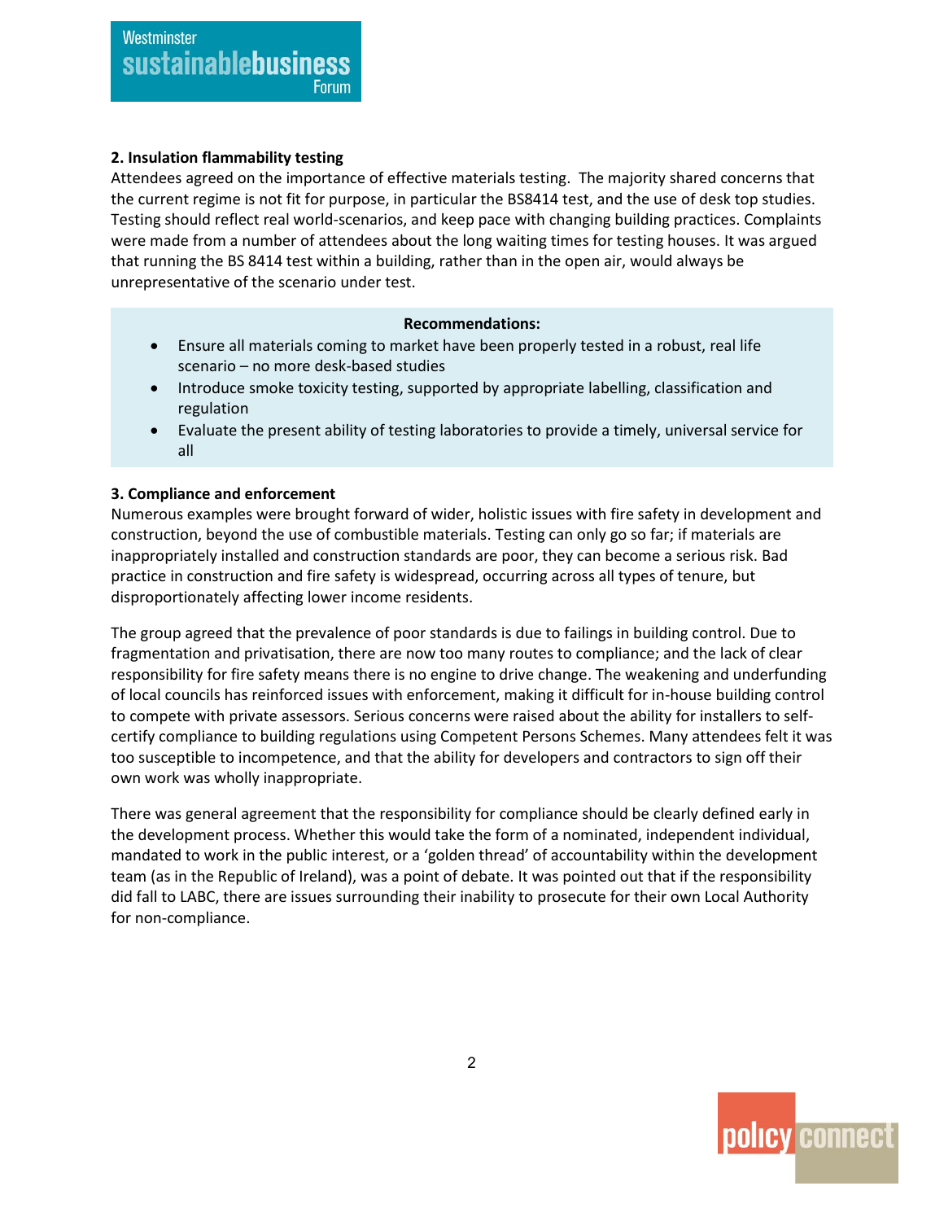**2. Insulation flammability testing**

Attendees agreed on the importance of effective materials testing. The majority shared concerns that the current regime is not fit for purpose, in particular the BS8414 test, and the use of desk top studies. Testing should reflect real world-scenarios, and keep pace with changing building practices. Complaints were made from a number of attendees about the long waiting times for testing houses. It was argued that running the BS 8414 test within a building, rather than in the open air, would always be unrepresentative of the scenario under test.

**Recommendations:**

- Ensure all materials coming to market have been properly tested in a robust, real life scenario – no more desk-based studies
- Introduce smoke toxicity testing, supported by appropriate labelling, classification and regulation
- Evaluate the present ability of testing laboratories to provide a timely, universal service for all

**3. Compliance and enforcement**

Numerous examples were brought forward of wider, holistic issues with fire safety in development and construction, beyond the use of combustible materials. Testing can only go so far; if materials are inappropriately installed and construction standards are poor, they can become a serious risk. Bad practice in construction and fire safety is widespread, occurring across all types of tenure, but disproportionately affecting lower income residents.

The group agreed that the prevalence of poor standards is due to failings in building control. Due to fragmentation and privatisation, there are now too many routes to compliance; and the lack of clear responsibility for fire safety means there is no engine to drive change. The weakening and underfunding of local councils has reinforced issues with enforcement, making it difficult for in-house building control to compete with private assessors. Serious concerns were raised about the ability for installers to self-certify compliance to building regulations using Competent Persons Schemes. Many attendees felt it was too susceptible to incompetence, and that the ability for developers and contractors to sign off their own work was wholly inappropriate.

There was general agreement that the responsibility for compliance should be clearly defined early in the development process. Whether this would take the form of a nominated, independent individual, mandated to work in the public interest, or a 'golden thread' of accountability within the development team (as in the Republic of Ireland), was a point of debate. It was pointed out that if the responsibility did fall to LABC, there are issues surrounding their inability to prosecute for their own Local Authority for non-compliance.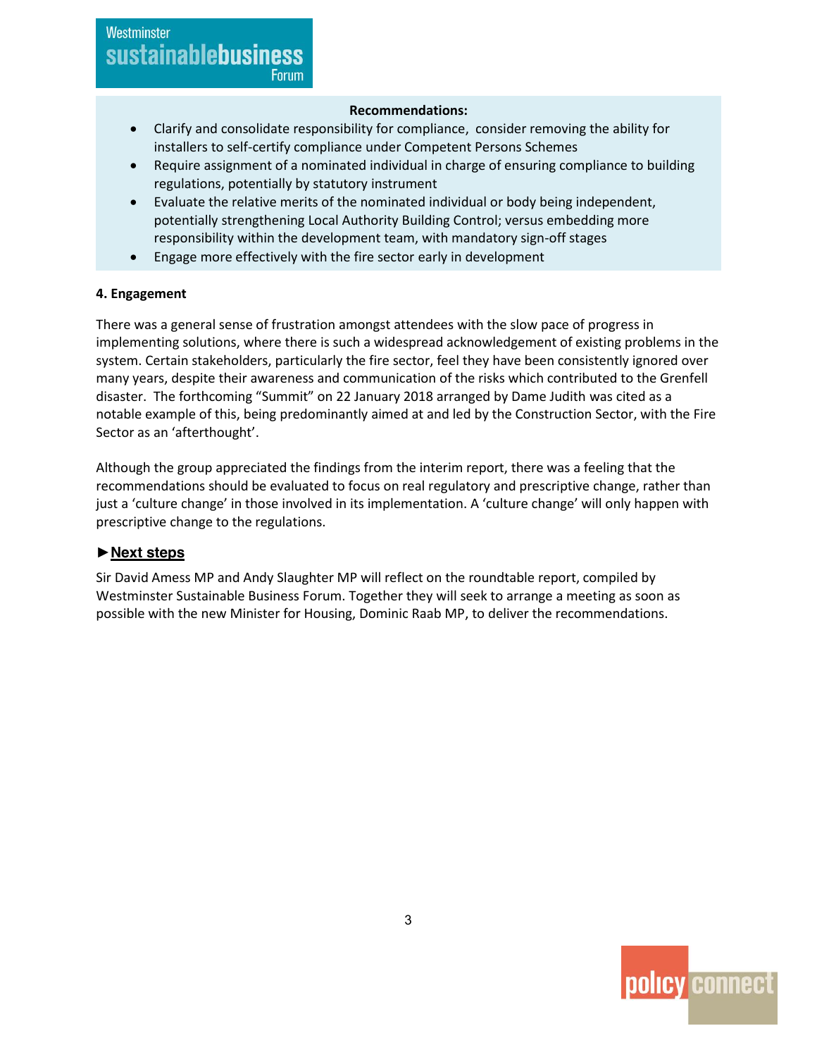**Recommendations:**

- Clarify and consolidate responsibility for compliance, consider removing the ability for installers to self-certify compliance under Competent Persons Schemes
- Require assignment of a nominated individual in charge of ensuring compliance to building regulations, potentially by statutory instrument
- Evaluate the relative merits of the nominated individual or body being independent, potentially strengthening Local Authority Building Control; versus embedding more responsibility within the development team, with mandatory sign-off stages
- Engage more effectively with the fire sector early in development

**4. Engagement**

There was a general sense of frustration amongst attendees with the slow pace of progress in implementing solutions, where there is such a widespread acknowledgement of existing problems in the system. Certain stakeholders, particularly the fire sector, feel they have been consistently ignored over many years, despite their awareness and communication of the risks which contributed to the Grenfell disaster. The forthcoming "Summit" on 22 January 2018 arranged by Dame Judith was cited as a notable example of this, being predominantly aimed at and led by the Construction Sector, with the Fire Sector as an 'afterthought'.

Although the group appreciated the findings from the interim report, there was a feeling that the recommendations should be evaluated to focus on real regulatory and prescriptive change, rather than just a 'culture change' in those involved in its implementation. A 'culture change' will only happen with prescriptive change to the regulations.

## ►Next steps

Sir David Amess MP and Andy Slaughter MP will reflect on the roundtable report, compiled by Westminster Sustainable Business Forum. Together they will seek to arrange a meeting as soon as possible with the new Minister for Housing, Dominic Raab MP, to deliver the recommendations.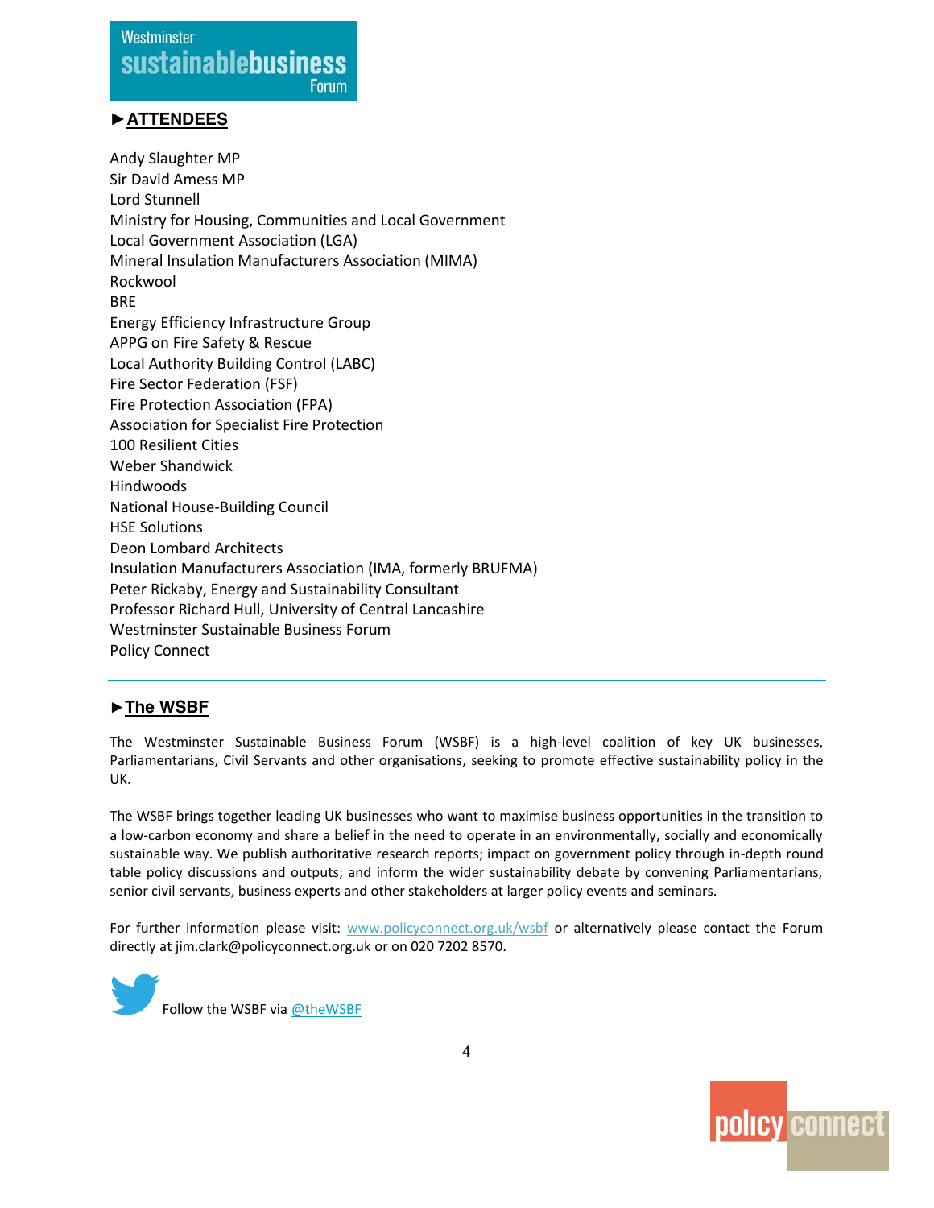## ►ATTENDEES

Andy Slaughter MP
Sir David Amess MP
Lord Stunnell
Ministry for Housing, Communities and Local Government
Local Government Association (LGA)
Mineral Insulation Manufacturers Association (MIMA)
Rockwool
BRE
Energy Efficiency Infrastructure Group
APPG on Fire Safety & Rescue
Local Authority Building Control (LABC)
Fire Sector Federation (FSF)
Fire Protection Association (FPA)
Association for Specialist Fire Protection
100 Resilient Cities
Weber Shandwick
Hindwoods
National House-Building Council
HSE Solutions
Deon Lombard Architects
Insulation Manufacturers Association (IMA, formerly BRUFMA)
Peter Rickaby, Energy and Sustainability Consultant
Professor Richard Hull, University of Central Lancashire
Westminster Sustainable Business Forum
Policy Connect

---

## ►The WSBF

The Westminster Sustainable Business Forum (WSBF) is a high-level coalition of key UK businesses, Parliamentarians, Civil Servants and other organisations, seeking to promote effective sustainability policy in the UK.

The WSBF brings together leading UK businesses who want to maximise business opportunities in the transition to a low-carbon economy and share a belief in the need to operate in an environmentally, socially and economically sustainable way. We publish authoritative research reports; impact on government policy through in-depth round table policy discussions and outputs; and inform the wider sustainability debate by convening Parliamentarians, senior civil servants, business experts and other stakeholders at larger policy events and seminars.

For further information please visit: [www.policyconnect.org.uk/wsbf](http://www.policyconnect.org.uk/wsbf) or alternatively please contact the Forum directly at jim.clark@policyconnect.org.uk or on 020 7202 8570.

Follow the WSBF via @theWSBF